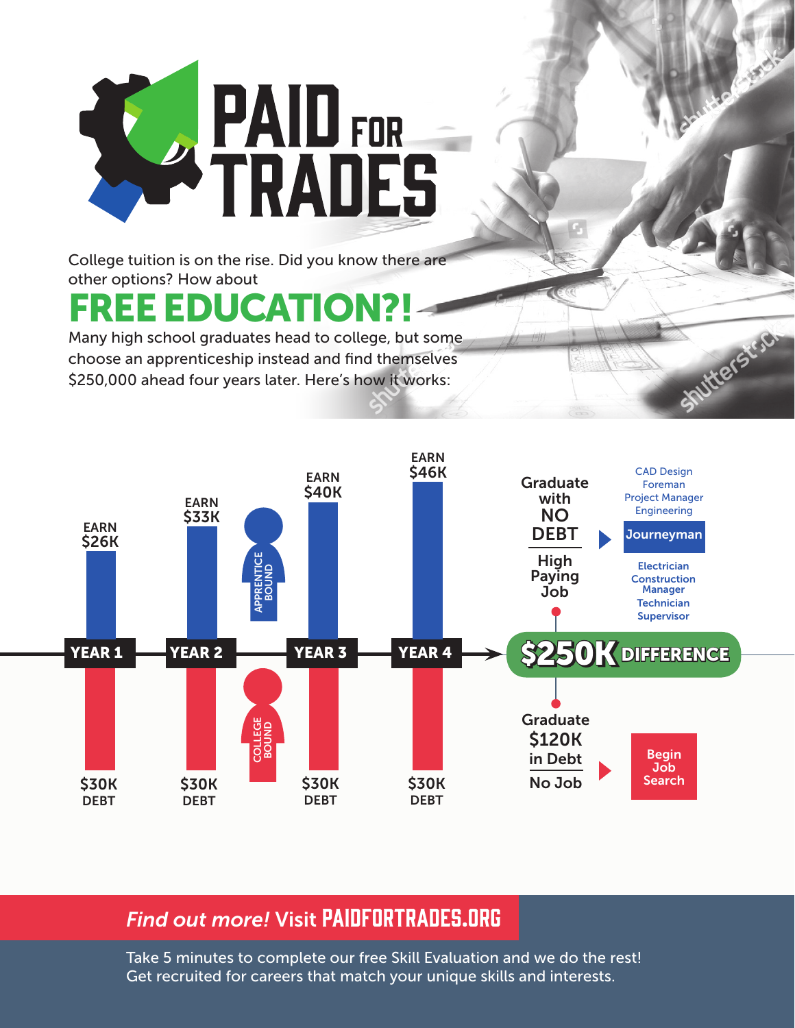# PAID FOR TRADES

College tuition is on the rise. Did you know there are other options? How about

## FREE EDUCATION?!

Many high school graduates head to college, but some choose an apprenticeship instead and find themselves $250,000 ahead four years later. Here's how it works:

| | YEAR 1 | YEAR 2 | YEAR 3 | YEAR 4 |
|---|---|---|---|---|
| APPRENTICE BOUND | EARN $26K | EARN $33K | EARN $40K | EARN $46K |
| COLLEGE BOUND | $30K DEBT | $30K DEBT | $30K DEBT | $30K DEBT |

**Apprentice Bound:** Graduate with NO DEBT — High Paying Job → **Journeyman**

- CAD Design
- Foreman
- Project Manager
- Engineering
- Electrician
- Construction Manager
- Technician
- Supervisor

**$250K DIFFERENCE**

**College Bound:** Graduate $120K in Debt — No Job → **Begin Job Search**

*Find out more!* Visit **PAIDFORTRADES.ORG**

Take 5 minutes to complete our free Skill Evaluation and we do the rest! Get recruited for careers that match your unique skills and interests.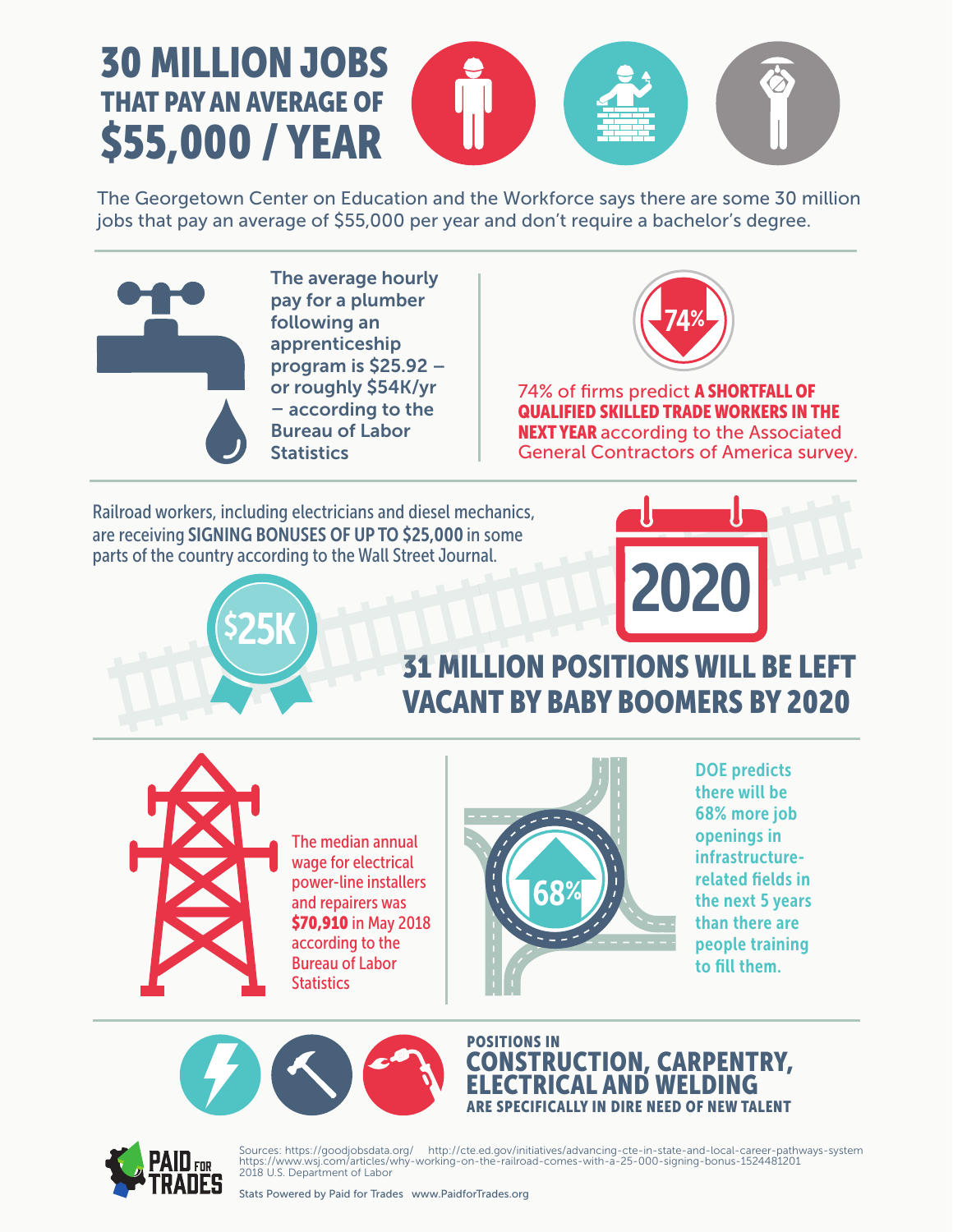# 30 MILLION JOBS THAT PAY AN AVERAGE OF $55,000 / YEAR

The Georgetown Center on Education and the Workforce says there are some 30 million jobs that pay an average of $55,000 per year and don't require a bachelor's degree.

The average hourly pay for a plumber following an apprenticeship program is $25.92 – or roughly $54K/yr – according to the Bureau of Labor Statistics

74%

74% of firms predict **A SHORTFALL OF QUALIFIED SKILLED TRADE WORKERS IN THE NEXT YEAR** according to the Associated General Contractors of America survey.

Railroad workers, including electricians and diesel mechanics, are receiving **SIGNING BONUSES OF UP TO $25,000** in some parts of the country according to the Wall Street Journal.

$25K

2020

## 31 MILLION POSITIONS WILL BE LEFT VACANT BY BABY BOOMERS BY 2020

The median annual wage for electrical power-line installers and repairers was **$70,910** in May 2018 according to the Bureau of Labor Statistics

68%

DOE predicts there will be 68% more job openings in infrastructure-related fields in the next 5 years than there are people training to fill them.

## POSITIONS IN CONSTRUCTION, CARPENTRY, ELECTRICAL AND WELDING ARE SPECIFICALLY IN DIRE NEED OF NEW TALENT

PAID FOR TRADES

Sources: https://goodjobsdata.org/ http://cte.ed.gov/initiatives/advancing-cte-in-state-and-local-career-pathways-system
https://www.wsj.com/articles/why-working-on-the-railroad-comes-with-a-25-000-signing-bonus-1524481201
2018 U.S. Department of Labor

Stats Powered by Paid for Trades www.PaidforTrades.org